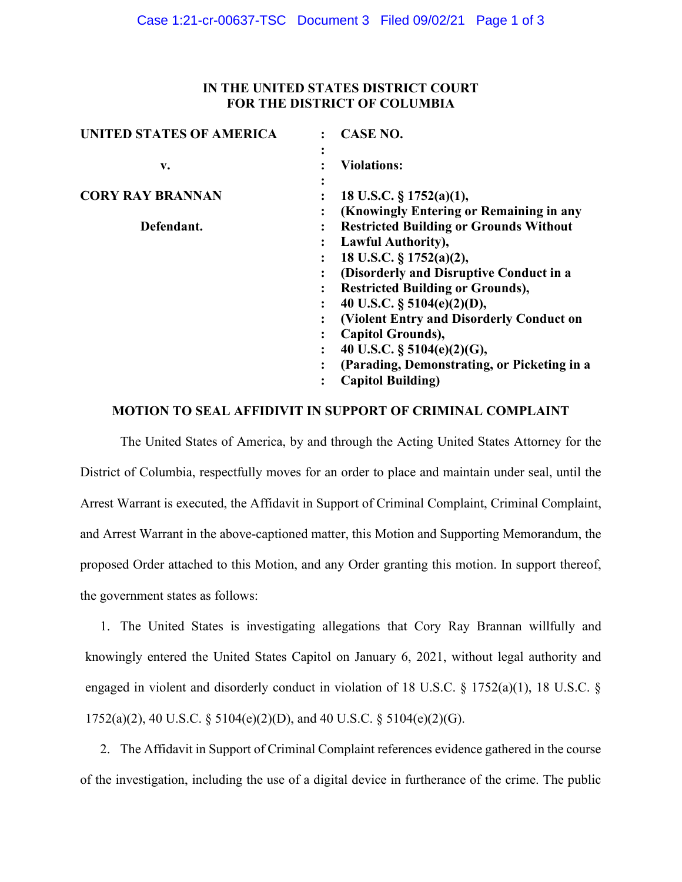**IN THE UNITED STATES DISTRICT COURT**
**FOR THE DISTRICT OF COLUMBIA**

| | | |
|---|---|---|
| **UNITED STATES OF AMERICA** | : | **CASE NO.** |
| | : | |
| **v.** | : | **Violations:** |
| | : | |
| **CORY RAY BRANNAN** | : | **18 U.S.C. § 1752(a)(1),** |
| | : | **(Knowingly Entering or Remaining in any** |
| **Defendant.** | : | **Restricted Building or Grounds Without** |
| | : | **Lawful Authority),** |
| | : | **18 U.S.C. § 1752(a)(2),** |
| | : | **(Disorderly and Disruptive Conduct in a** |
| | : | **Restricted Building or Grounds),** |
| | : | **40 U.S.C. § 5104(e)(2)(D),** |
| | : | **(Violent Entry and Disorderly Conduct on** |
| | : | **Capitol Grounds),** |
| | : | **40 U.S.C. § 5104(e)(2)(G),** |
| | : | **(Parading, Demonstrating, or Picketing in a** |
| | : | **Capitol Building)** |

## MOTION TO SEAL AFFIDIVIT IN SUPPORT OF CRIMINAL COMPLAINT

The United States of America, by and through the Acting United States Attorney for the District of Columbia, respectfully moves for an order to place and maintain under seal, until the Arrest Warrant is executed, the Affidavit in Support of Criminal Complaint, Criminal Complaint, and Arrest Warrant in the above-captioned matter, this Motion and Supporting Memorandum, the proposed Order attached to this Motion, and any Order granting this motion. In support thereof, the government states as follows:

1. The United States is investigating allegations that Cory Ray Brannan willfully and knowingly entered the United States Capitol on January 6, 2021, without legal authority and engaged in violent and disorderly conduct in violation of 18 U.S.C. § 1752(a)(1), 18 U.S.C. § 1752(a)(2), 40 U.S.C. § 5104(e)(2)(D), and 40 U.S.C. § 5104(e)(2)(G).

2. The Affidavit in Support of Criminal Complaint references evidence gathered in the course of the investigation, including the use of a digital device in furtherance of the crime. The public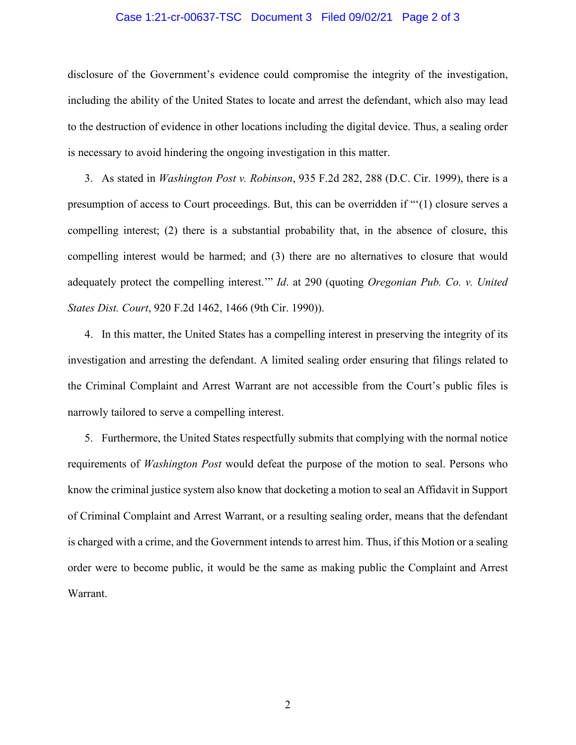disclosure of the Government's evidence could compromise the integrity of the investigation, including the ability of the United States to locate and arrest the defendant, which also may lead to the destruction of evidence in other locations including the digital device. Thus, a sealing order is necessary to avoid hindering the ongoing investigation in this matter.

3. As stated in *Washington Post v. Robinson*, 935 F.2d 282, 288 (D.C. Cir. 1999), there is a presumption of access to Court proceedings. But, this can be overridden if "'(1) closure serves a compelling interest; (2) there is a substantial probability that, in the absence of closure, this compelling interest would be harmed; and (3) there are no alternatives to closure that would adequately protect the compelling interest.'" *Id*. at 290 (quoting *Oregonian Pub. Co. v. United States Dist. Court*, 920 F.2d 1462, 1466 (9th Cir. 1990)).

4. In this matter, the United States has a compelling interest in preserving the integrity of its investigation and arresting the defendant. A limited sealing order ensuring that filings related to the Criminal Complaint and Arrest Warrant are not accessible from the Court's public files is narrowly tailored to serve a compelling interest.

5. Furthermore, the United States respectfully submits that complying with the normal notice requirements of *Washington Post* would defeat the purpose of the motion to seal. Persons who know the criminal justice system also know that docketing a motion to seal an Affidavit in Support of Criminal Complaint and Arrest Warrant, or a resulting sealing order, means that the defendant is charged with a crime, and the Government intends to arrest him. Thus, if this Motion or a sealing order were to become public, it would be the same as making public the Complaint and Arrest Warrant.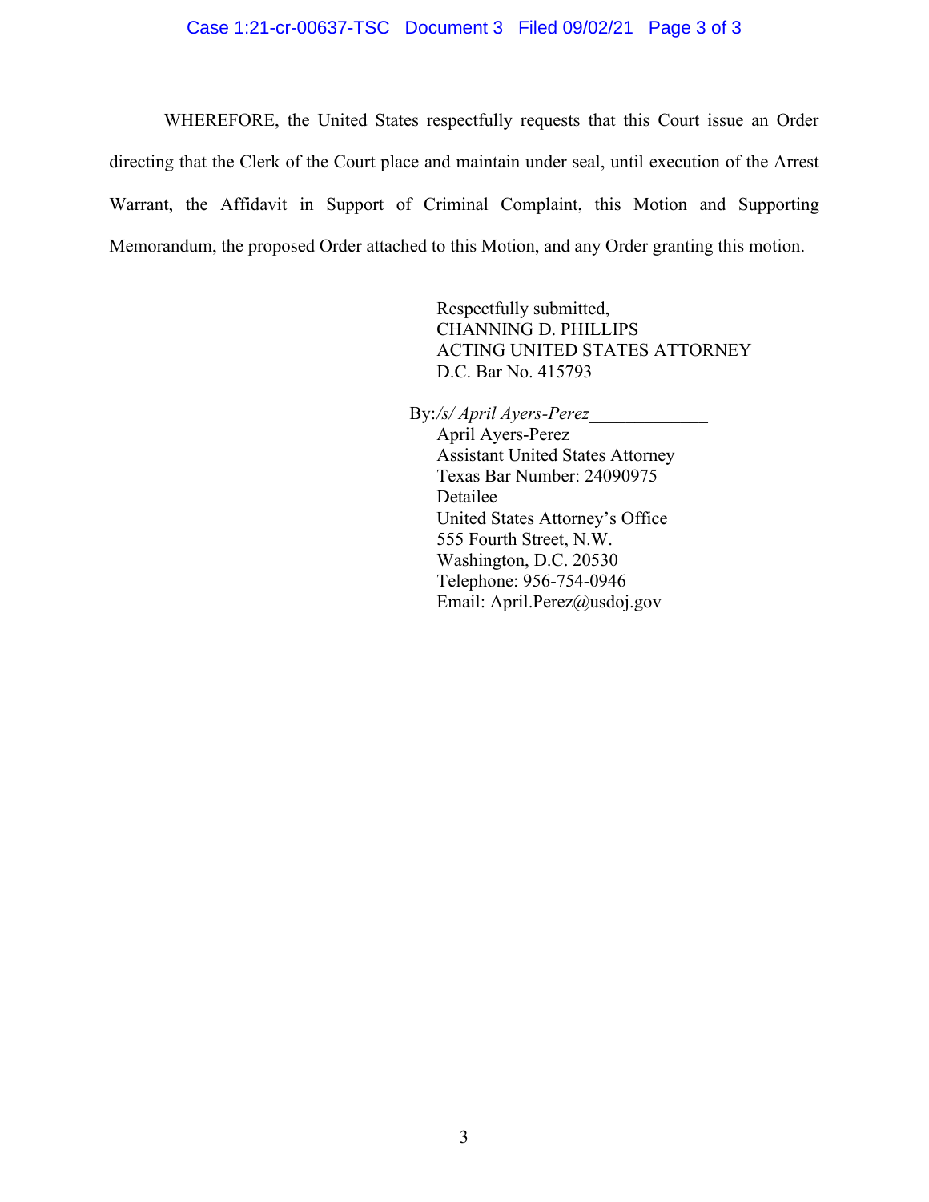WHEREFORE, the United States respectfully requests that this Court issue an Order directing that the Clerk of the Court place and maintain under seal, until execution of the Arrest Warrant, the Affidavit in Support of Criminal Complaint, this Motion and Supporting Memorandum, the proposed Order attached to this Motion, and any Order granting this motion.

Respectfully submitted,
CHANNING D. PHILLIPS
ACTING UNITED STATES ATTORNEY
D.C. Bar No. 415793

By: */s/ April Ayers-Perez*
April Ayers-Perez
Assistant United States Attorney
Texas Bar Number: 24090975
Detailee
United States Attorney's Office
555 Fourth Street, N.W.
Washington, D.C. 20530
Telephone: 956-754-0946
Email: April.Perez@usdoj.gov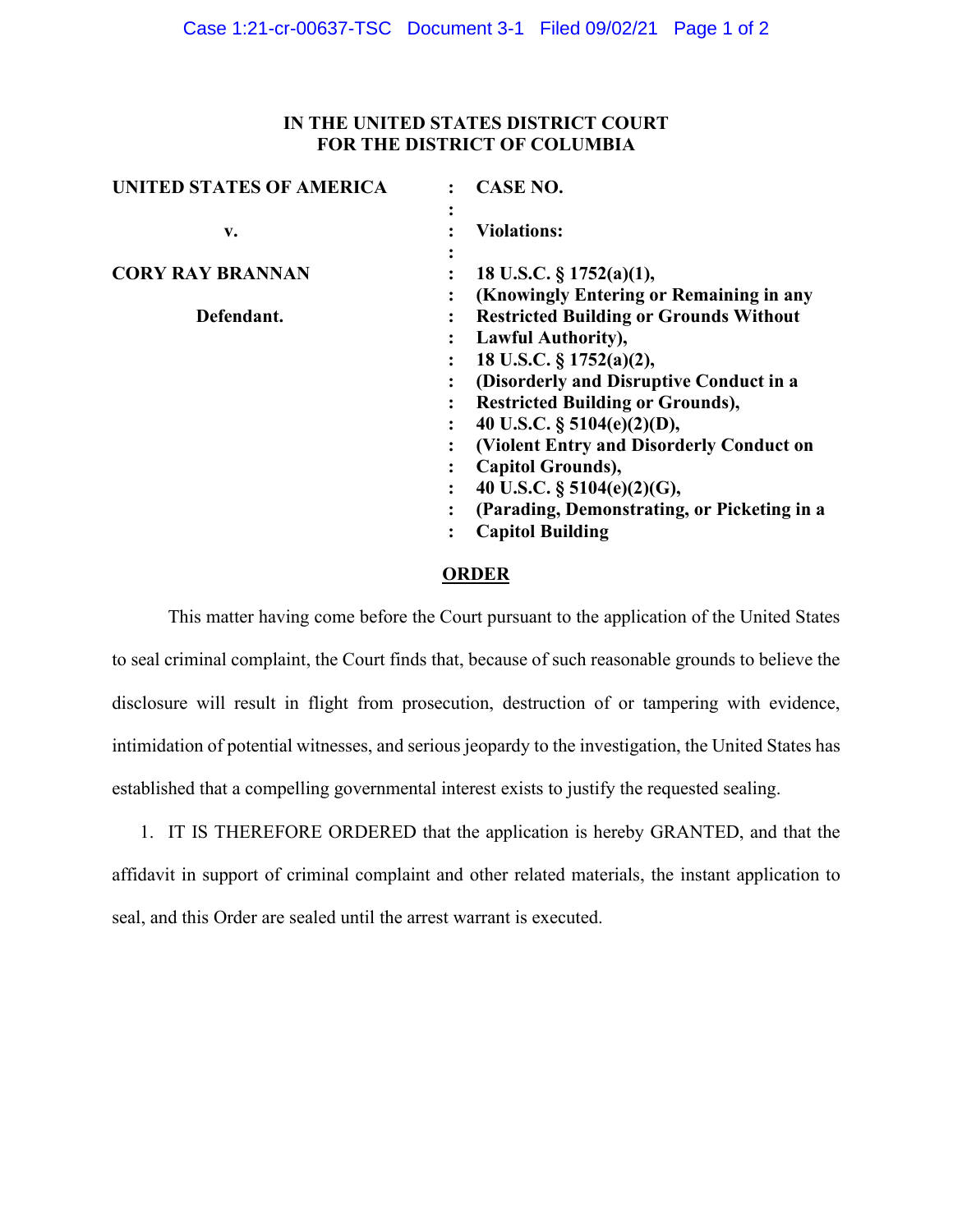**IN THE UNITED STATES DISTRICT COURT**
**FOR THE DISTRICT OF COLUMBIA**

| | | |
|---|---|---|
| **UNITED STATES OF AMERICA** | : | **CASE NO.** |
| | : | |
| **v.** | : | **Violations:** |
| | : | |
| **CORY RAY BRANNAN** | : | **18 U.S.C. § 1752(a)(1),** |
| | : | **(Knowingly Entering or Remaining in any** |
| **Defendant.** | : | **Restricted Building or Grounds Without** |
| | : | **Lawful Authority),** |
| | : | **18 U.S.C. § 1752(a)(2),** |
| | : | **(Disorderly and Disruptive Conduct in a** |
| | : | **Restricted Building or Grounds),** |
| | : | **40 U.S.C. § 5104(e)(2)(D),** |
| | : | **(Violent Entry and Disorderly Conduct on** |
| | : | **Capitol Grounds),** |
| | : | **40 U.S.C. § 5104(e)(2)(G),** |
| | : | **(Parading, Demonstrating, or Picketing in a** |
| | : | **Capitol Building** |

**ORDER**

This matter having come before the Court pursuant to the application of the United States to seal criminal complaint, the Court finds that, because of such reasonable grounds to believe the disclosure will result in flight from prosecution, destruction of or tampering with evidence, intimidation of potential witnesses, and serious jeopardy to the investigation, the United States has established that a compelling governmental interest exists to justify the requested sealing.

1. IT IS THEREFORE ORDERED that the application is hereby GRANTED, and that the affidavit in support of criminal complaint and other related materials, the instant application to seal, and this Order are sealed until the arrest warrant is executed.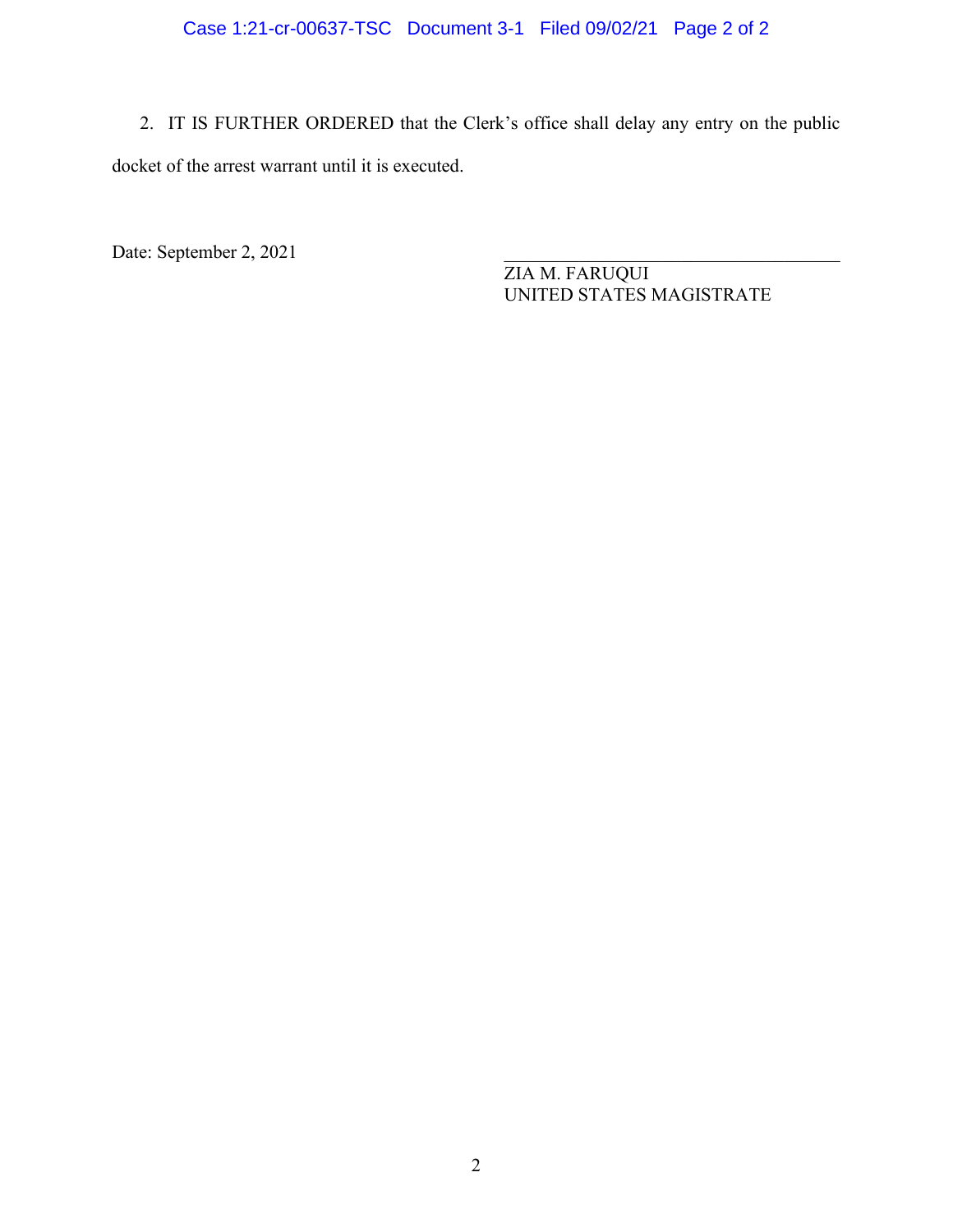2. IT IS FURTHER ORDERED that the Clerk's office shall delay any entry on the public docket of the arrest warrant until it is executed.

Date: September 2, 2021

ZIA M. FARUQUI
UNITED STATES MAGISTRATE